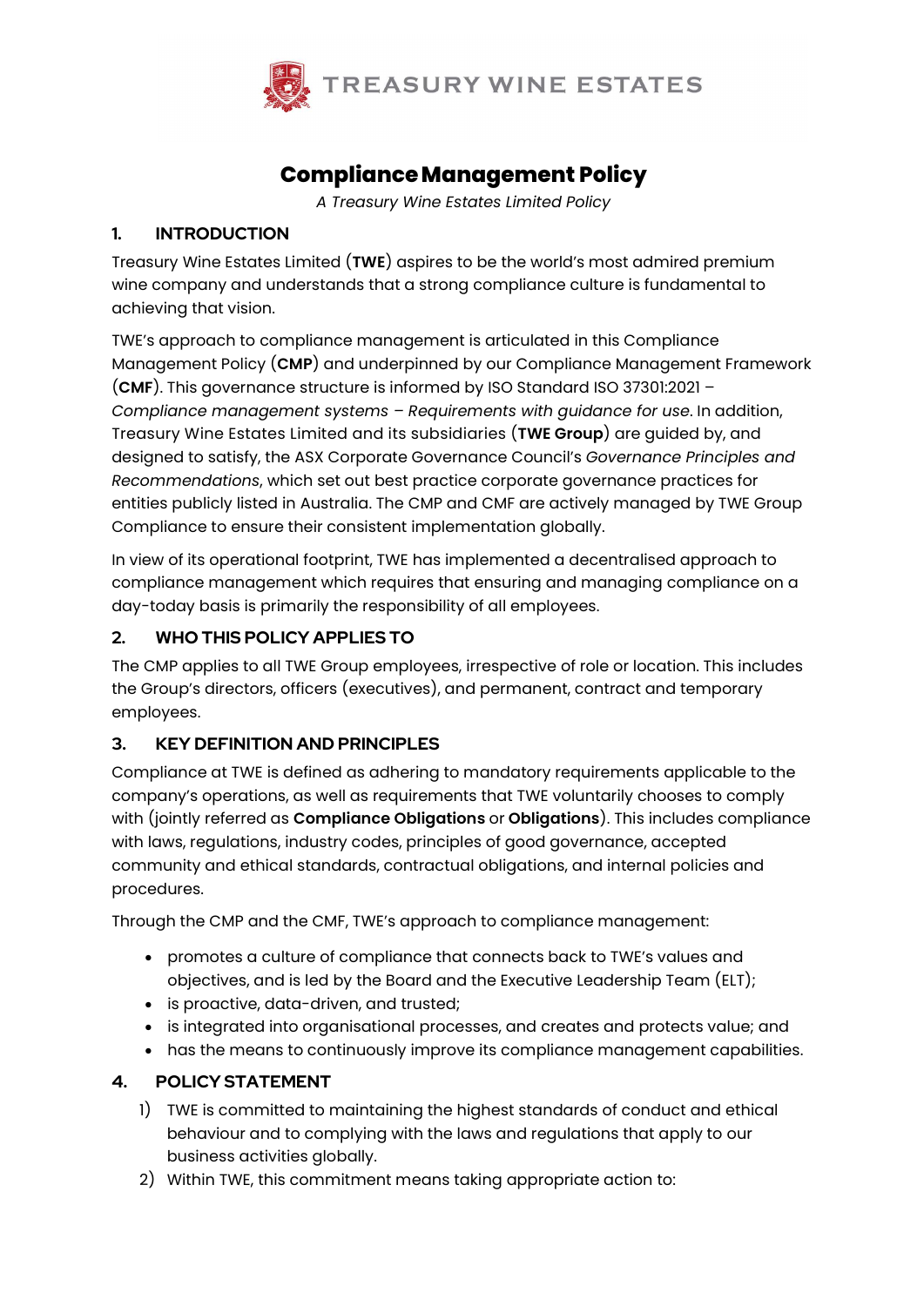TREASURY WINE ESTATES

# Compliance Management Policy

*A Treasury Wine Estates Limited Policy*

## 1. INTRODUCTION

Treasury Wine Estates Limited (**TWE**) aspires to be the world's most admired premium wine company and understands that a strong compliance culture is fundamental to achieving that vision.

TWE's approach to compliance management is articulated in this Compliance Management Policy (**CMP**) and underpinned by our Compliance Management Framework (**CMF**). This governance structure is informed by ISO Standard ISO 37301:2021 – *Compliance management systems – Requirements with guidance for use*. In addition, Treasury Wine Estates Limited and its subsidiaries (**TWE Group**) are guided by, and designed to satisfy, the ASX Corporate Governance Council's *Governance Principles and Recommendations*, which set out best practice corporate governance practices for entities publicly listed in Australia. The CMP and CMF are actively managed by TWE Group Compliance to ensure their consistent implementation globally.

In view of its operational footprint, TWE has implemented a decentralised approach to compliance management which requires that ensuring and managing compliance on a day-today basis is primarily the responsibility of all employees.

## 2. WHO THIS POLICY APPLIES TO

The CMP applies to all TWE Group employees, irrespective of role or location. This includes the Group's directors, officers (executives), and permanent, contract and temporary employees.

## 3. KEY DEFINITION AND PRINCIPLES

Compliance at TWE is defined as adhering to mandatory requirements applicable to the company's operations, as well as requirements that TWE voluntarily chooses to comply with (jointly referred as **Compliance Obligations** or **Obligations**). This includes compliance with laws, regulations, industry codes, principles of good governance, accepted community and ethical standards, contractual obligations, and internal policies and procedures.

Through the CMP and the CMF, TWE's approach to compliance management:

- promotes a culture of compliance that connects back to TWE's values and objectives, and is led by the Board and the Executive Leadership Team (ELT);
- is proactive, data-driven, and trusted;
- is integrated into organisational processes, and creates and protects value; and
- has the means to continuously improve its compliance management capabilities.

## 4. POLICY STATEMENT

1) TWE is committed to maintaining the highest standards of conduct and ethical behaviour and to complying with the laws and regulations that apply to our business activities globally.
2) Within TWE, this commitment means taking appropriate action to: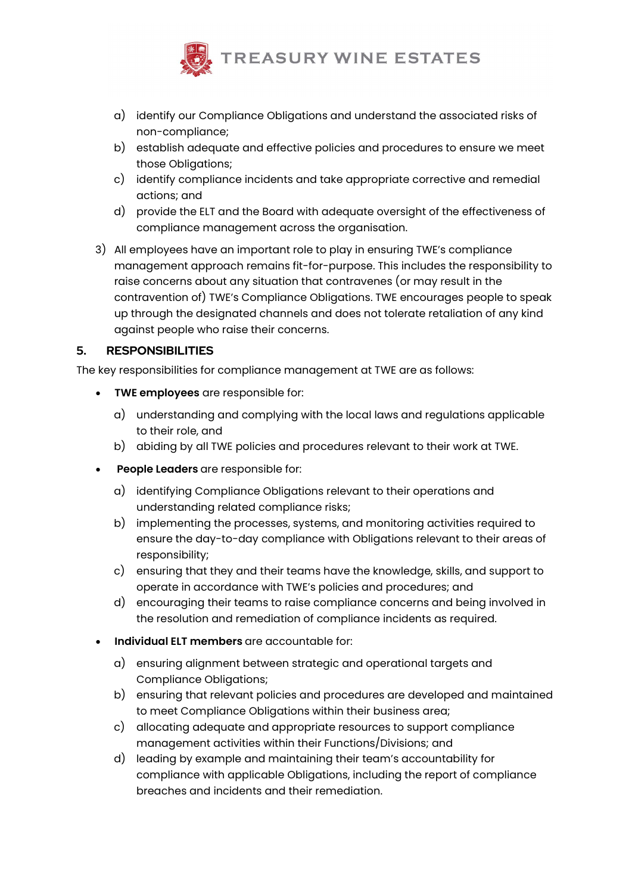a) identify our Compliance Obligations and understand the associated risks of non-compliance;
b) establish adequate and effective policies and procedures to ensure we meet those Obligations;
c) identify compliance incidents and take appropriate corrective and remedial actions; and
d) provide the ELT and the Board with adequate oversight of the effectiveness of compliance management across the organisation.

3) All employees have an important role to play in ensuring TWE's compliance management approach remains fit-for-purpose. This includes the responsibility to raise concerns about any situation that contravenes (or may result in the contravention of) TWE's Compliance Obligations. TWE encourages people to speak up through the designated channels and does not tolerate retaliation of any kind against people who raise their concerns.

## 5. RESPONSIBILITIES

The key responsibilities for compliance management at TWE are as follows:

- **TWE employees** are responsible for:
  a) understanding and complying with the local laws and regulations applicable to their role, and
  b) abiding by all TWE policies and procedures relevant to their work at TWE.

- **People Leaders** are responsible for:
  a) identifying Compliance Obligations relevant to their operations and understanding related compliance risks;
  b) implementing the processes, systems, and monitoring activities required to ensure the day-to-day compliance with Obligations relevant to their areas of responsibility;
  c) ensuring that they and their teams have the knowledge, skills, and support to operate in accordance with TWE's policies and procedures; and
  d) encouraging their teams to raise compliance concerns and being involved in the resolution and remediation of compliance incidents as required.

- **Individual ELT members** are accountable for:
  a) ensuring alignment between strategic and operational targets and Compliance Obligations;
  b) ensuring that relevant policies and procedures are developed and maintained to meet Compliance Obligations within their business area;
  c) allocating adequate and appropriate resources to support compliance management activities within their Functions/Divisions; and
  d) leading by example and maintaining their team's accountability for compliance with applicable Obligations, including the report of compliance breaches and incidents and their remediation.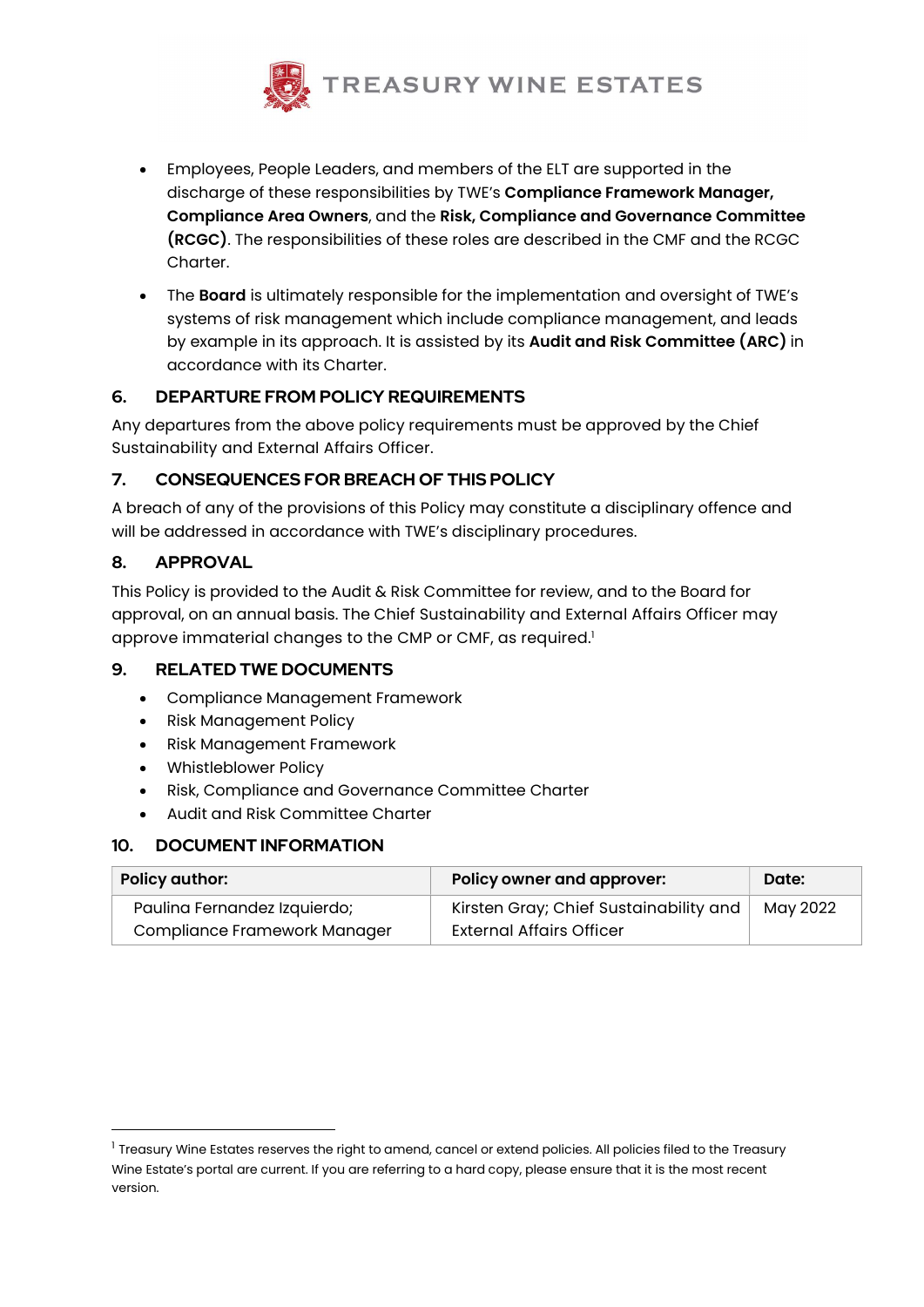- Employees, People Leaders, and members of the ELT are supported in the discharge of these responsibilities by TWE's **Compliance Framework Manager, Compliance Area Owners**, and the **Risk, Compliance and Governance Committee (RCGC)**. The responsibilities of these roles are described in the CMF and the RCGC Charter.
- The **Board** is ultimately responsible for the implementation and oversight of TWE's systems of risk management which include compliance management, and leads by example in its approach. It is assisted by its **Audit and Risk Committee (ARC)** in accordance with its Charter.

## 6. DEPARTURE FROM POLICY REQUIREMENTS

Any departures from the above policy requirements must be approved by the Chief Sustainability and External Affairs Officer.

## 7. CONSEQUENCES FOR BREACH OF THIS POLICY

A breach of any of the provisions of this Policy may constitute a disciplinary offence and will be addressed in accordance with TWE's disciplinary procedures.

## 8. APPROVAL

This Policy is provided to the Audit & Risk Committee for review, and to the Board for approval, on an annual basis. The Chief Sustainability and External Affairs Officer may approve immaterial changes to the CMP or CMF, as required.[1]

## 9. RELATED TWE DOCUMENTS

- Compliance Management Framework
- Risk Management Policy
- Risk Management Framework
- Whistleblower Policy
- Risk, Compliance and Governance Committee Charter
- Audit and Risk Committee Charter

## 10. DOCUMENT INFORMATION

| Policy author: | Policy owner and approver: | Date: |
|---|---|---|
| Paulina Fernandez Izquierdo; Compliance Framework Manager | Kirsten Gray; Chief Sustainability and External Affairs Officer | May 2022 |

[1] Treasury Wine Estates reserves the right to amend, cancel or extend policies. All policies filed to the Treasury Wine Estate's portal are current. If you are referring to a hard copy, please ensure that it is the most recent version.